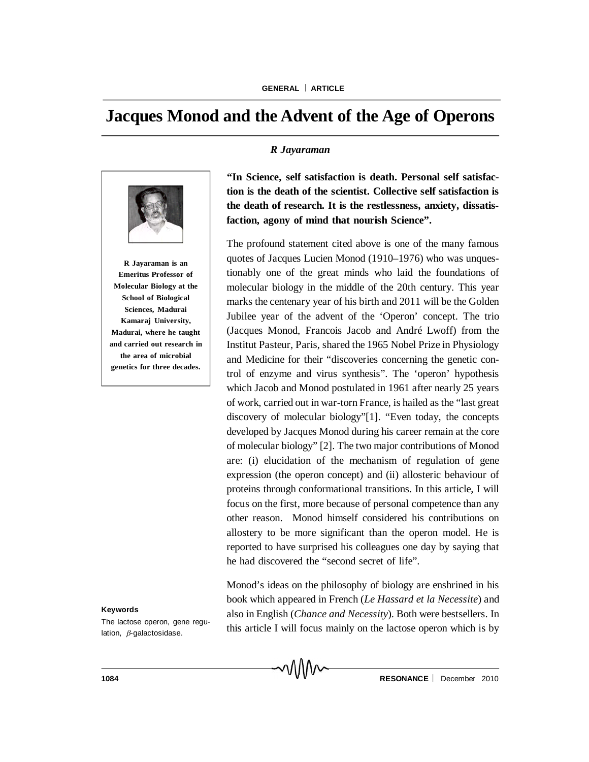# Jacques Monod and the Advent of the Age of Operons

*R Jayaraman*

**R Jayaraman is an Emeritus Professor of Molecular Biology at the School of Biological Sciences, Madurai Kamaraj University, Madurai, where he taught and carried out research in the area of microbial genetics for three decades.**

**"In Science, self satisfaction is death. Personal self satisfaction is the death of the scientist. Collective self satisfaction is the death of research. It is the restlessness, anxiety, dissatisfaction, agony of mind that nourish Science".**

The profound statement cited above is one of the many famous quotes of Jacques Lucien Monod (1910–1976) who was unquestionably one of the great minds who laid the foundations of molecular biology in the middle of the 20th century. This year marks the centenary year of his birth and 2011 will be the Golden Jubilee year of the advent of the 'Operon' concept. The trio (Jacques Monod, Francois Jacob and André Lwoff) from the Institut Pasteur, Paris, shared the 1965 Nobel Prize in Physiology and Medicine for their "discoveries concerning the genetic control of enzyme and virus synthesis". The 'operon' hypothesis which Jacob and Monod postulated in 1961 after nearly 25 years of work, carried out in war-torn France, is hailed as the "last great discovery of molecular biology"[1]. "Even today, the concepts developed by Jacques Monod during his career remain at the core of molecular biology" [2]. The two major contributions of Monod are: (i) elucidation of the mechanism of regulation of gene expression (the operon concept) and (ii) allosteric behaviour of proteins through conformational transitions. In this article, I will focus on the first, more because of personal competence than any other reason. Monod himself considered his contributions on allostery to be more significant than the operon model. He is reported to have surprised his colleagues one day by saying that he had discovered the "second secret of life".

Monod's ideas on the philosophy of biology are enshrined in his book which appeared in French (*Le Hassard et la Necessite*) and also in English (*Chance and Necessity*). Both were bestsellers. In this article I will focus mainly on the lactose operon which is by

**Keywords**

The lactose operon, gene regulation, $\beta$-galactosidase.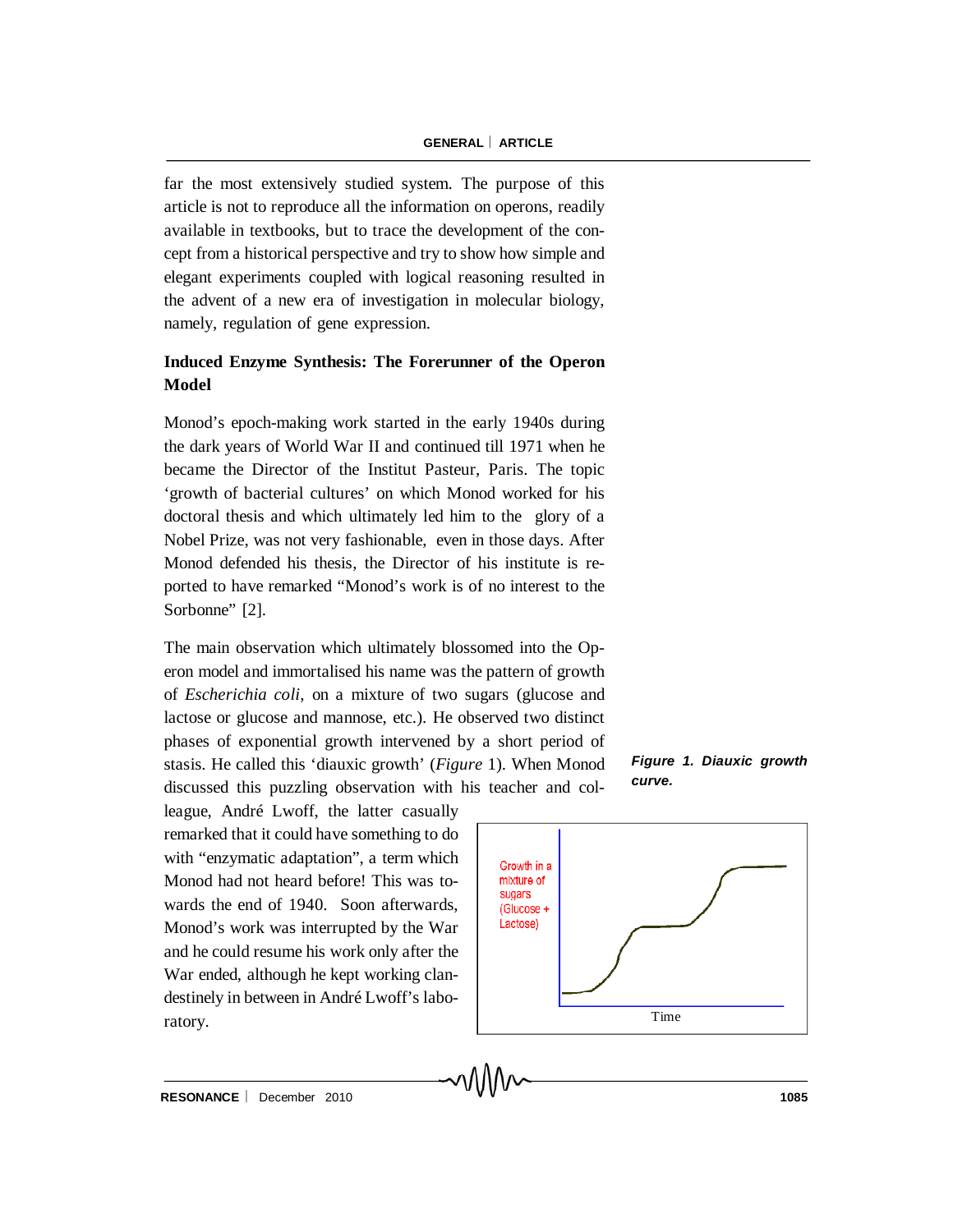far the most extensively studied system. The purpose of this article is not to reproduce all the information on operons, readily available in textbooks, but to trace the development of the concept from a historical perspective and try to show how simple and elegant experiments coupled with logical reasoning resulted in the advent of a new era of investigation in molecular biology, namely, regulation of gene expression.

## Induced Enzyme Synthesis: The Forerunner of the Operon Model

Monod's epoch-making work started in the early 1940s during the dark years of World War II and continued till 1971 when he became the Director of the Institut Pasteur, Paris. The topic 'growth of bacterial cultures' on which Monod worked for his doctoral thesis and which ultimately led him to the glory of a Nobel Prize, was not very fashionable, even in those days. After Monod defended his thesis, the Director of his institute is reported to have remarked "Monod's work is of no interest to the Sorbonne" [2].

The main observation which ultimately blossomed into the Operon model and immortalised his name was the pattern of growth of *Escherichia coli*, on a mixture of two sugars (glucose and lactose or glucose and mannose, etc.). He observed two distinct phases of exponential growth intervened by a short period of stasis. He called this 'diauxic growth' (*Figure* 1). When Monod discussed this puzzling observation with his teacher and colleague, André Lwoff, the latter casually remarked that it could have something to do with "enzymatic adaptation", a term which Monod had not heard before! This was towards the end of 1940. Soon afterwards, Monod's work was interrupted by the War and he could resume his work only after the War ended, although he kept working clandestinely in between in André Lwoff's laboratory.

Growth in a mixture of sugars (Glucose + Lactose)

Time

***Figure 1. Diauxic growth curve.***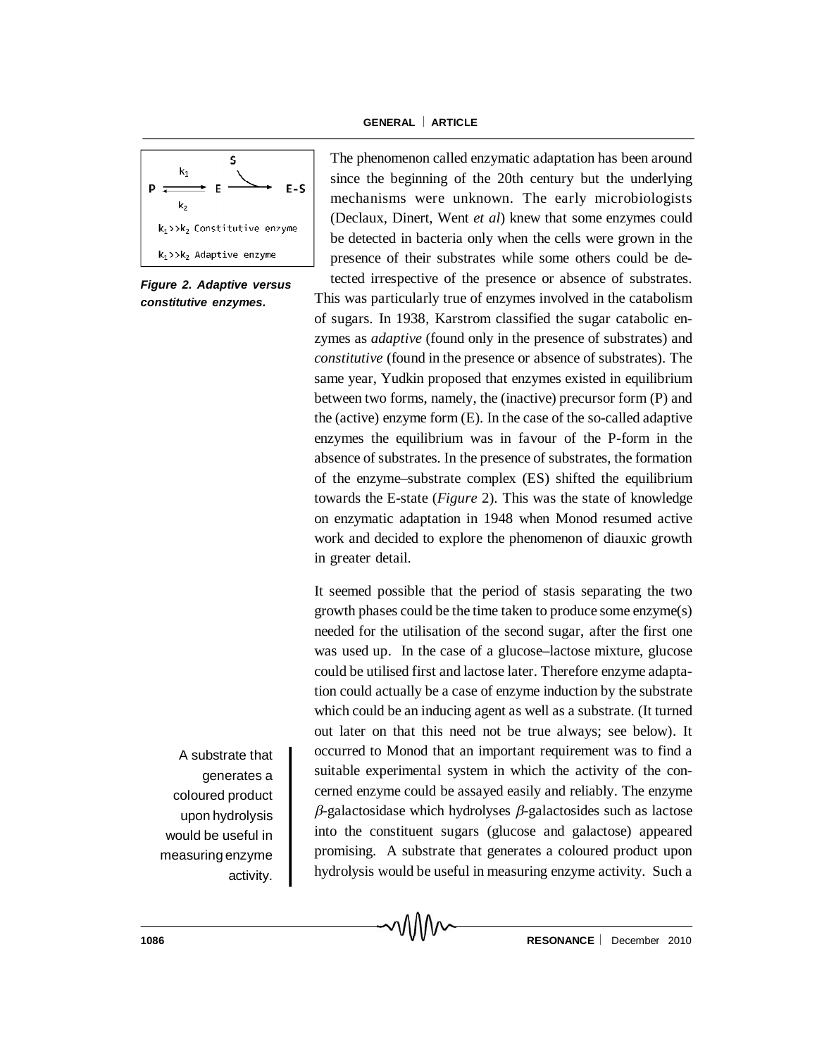$$P \underset{k_2}{\overset{k_1}{\rightleftharpoons}} E \xrightarrow{S} E\text{-}S$$

$k_1 >> k_2$ Constitutive enzyme

$k_1 >> k_2$ Adaptive enzyme

***Figure 2. Adaptive versus constitutive enzymes.***

The phenomenon called enzymatic adaptation has been around since the beginning of the 20th century but the underlying mechanisms were unknown. The early microbiologists (Declaux, Dinert, Went *et al*) knew that some enzymes could be detected in bacteria only when the cells were grown in the presence of their substrates while some others could be detected irrespective of the presence or absence of substrates. This was particularly true of enzymes involved in the catabolism of sugars. In 1938, Karstrom classified the sugar catabolic enzymes as *adaptive* (found only in the presence of substrates) and *constitutive* (found in the presence or absence of substrates). The same year, Yudkin proposed that enzymes existed in equilibrium between two forms, namely, the (inactive) precursor form (P) and the (active) enzyme form (E). In the case of the so-called adaptive enzymes the equilibrium was in favour of the P-form in the absence of substrates. In the presence of substrates, the formation of the enzyme–substrate complex (ES) shifted the equilibrium towards the E-state (*Figure* 2). This was the state of knowledge on enzymatic adaptation in 1948 when Monod resumed active work and decided to explore the phenomenon of diauxic growth in greater detail.

It seemed possible that the period of stasis separating the two growth phases could be the time taken to produce some enzyme(s) needed for the utilisation of the second sugar, after the first one was used up. In the case of a glucose–lactose mixture, glucose could be utilised first and lactose later. Therefore enzyme adaptation could actually be a case of enzyme induction by the substrate which could be an inducing agent as well as a substrate. (It turned out later on that this need not be true always; see below). It occurred to Monod that an important requirement was to find a suitable experimental system in which the activity of the concerned enzyme could be assayed easily and reliably. The enzyme $\beta$-galactosidase which hydrolyses $\beta$-galactosides such as lactose into the constituent sugars (glucose and galactose) appeared promising. A substrate that generates a coloured product upon hydrolysis would be useful in measuring enzyme activity. Such a

A substrate that generates a coloured product upon hydrolysis would be useful in measuring enzyme activity.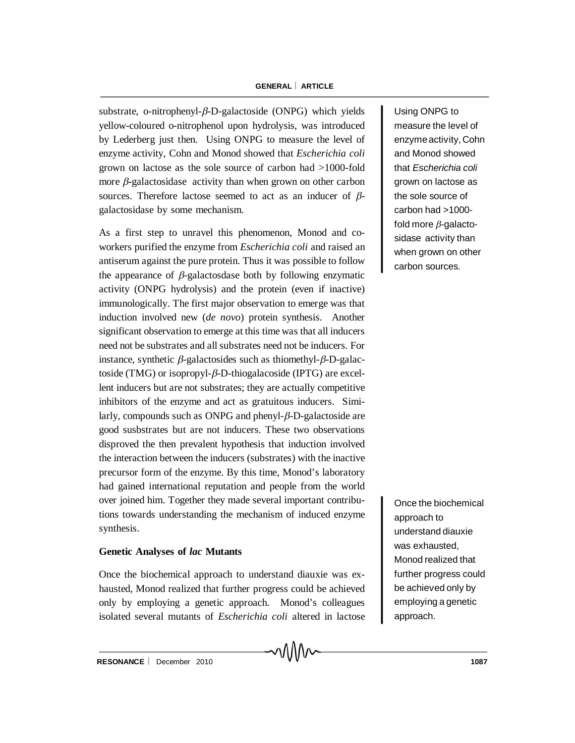substrate, o-nitrophenyl-$\beta$-D-galactoside (ONPG) which yields yellow-coloured o-nitrophenol upon hydrolysis, was introduced by Lederberg just then. Using ONPG to measure the level of enzyme activity, Cohn and Monod showed that *Escherichia coli* grown on lactose as the sole source of carbon had >1000-fold more $\beta$-galactosidase activity than when grown on other carbon sources. Therefore lactose seemed to act as an inducer of $\beta$-galactosidase by some mechanism.

> Using ONPG to measure the level of enzyme activity, Cohn and Monod showed that *Escherichia coli* grown on lactose as the sole source of carbon had >1000-fold more $\beta$-galactosidase activity than when grown on other carbon sources.

As a first step to unravel this phenomenon, Monod and co-workers purified the enzyme from *Escherichia coli* and raised an antiserum against the pure protein. Thus it was possible to follow the appearance of $\beta$-galactosdase both by following enzymatic activity (ONPG hydrolysis) and the protein (even if inactive) immunologically. The first major observation to emerge was that induction involved new (*de novo*) protein synthesis. Another significant observation to emerge at this time was that all inducers need not be substrates and all substrates need not be inducers. For instance, synthetic $\beta$-galactosides such as thiomethyl-$\beta$-D-galactoside (TMG) or isopropyl-$\beta$-D-thiogalacoside (IPTG) are excellent inducers but are not substrates; they are actually competitive inhibitors of the enzyme and act as gratuitous inducers. Similarly, compounds such as ONPG and phenyl-$\beta$-D-galactoside are good susbstrates but are not inducers. These two observations disproved the then prevalent hypothesis that induction involved the interaction between the inducers (substrates) with the inactive precursor form of the enzyme. By this time, Monod's laboratory had gained international reputation and people from the world over joined him. Together they made several important contributions towards understanding the mechanism of induced enzyme synthesis.

## Genetic Analyses of *lac* Mutants

Once the biochemical approach to understand diauxie was exhausted, Monod realized that further progress could be achieved only by employing a genetic approach. Monod's colleagues isolated several mutants of *Escherichia coli* altered in lactose

> Once the biochemical approach to understand diauxie was exhausted, Monod realized that further progress could be achieved only by employing a genetic approach.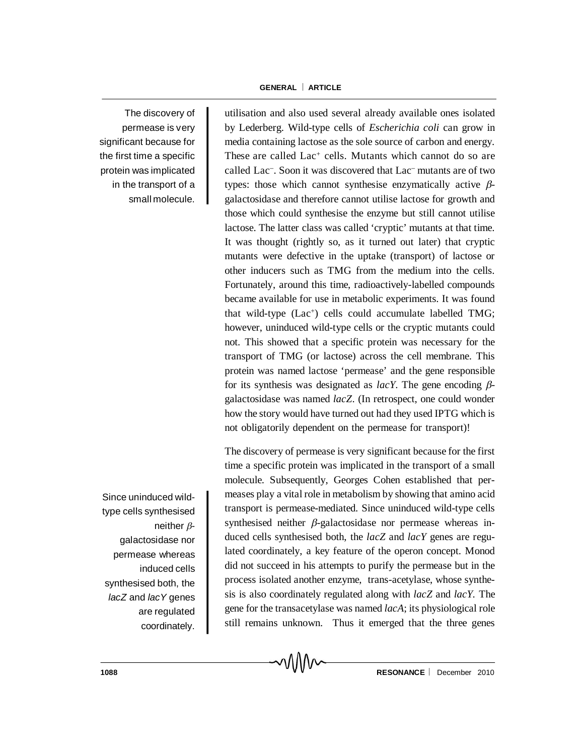utilisation and also used several already available ones isolated by Lederberg. Wild-type cells of *Escherichia coli* can grow in media containing lactose as the sole source of carbon and energy. These are called Lac$^+$ cells. Mutants which cannot do so are called Lac$^-$. Soon it was discovered that Lac$^-$ mutants are of two types: those which cannot synthesise enzymatically active $\beta$-galactosidase and therefore cannot utilise lactose for growth and those which could synthesise the enzyme but still cannot utilise lactose. The latter class was called 'cryptic' mutants at that time. It was thought (rightly so, as it turned out later) that cryptic mutants were defective in the uptake (transport) of lactose or other inducers such as TMG from the medium into the cells. Fortunately, around this time, radioactively-labelled compounds became available for use in metabolic experiments. It was found that wild-type (Lac$^+$) cells could accumulate labelled TMG; however, uninduced wild-type cells or the cryptic mutants could not. This showed that a specific protein was necessary for the transport of TMG (or lactose) across the cell membrane. This protein was named lactose 'permease' and the gene responsible for its synthesis was designated as *lacY*. The gene encoding $\beta$-galactosidase was named *lacZ*. (In retrospect, one could wonder how the story would have turned out had they used IPTG which is not obligatorily dependent on the permease for transport)!

> The discovery of permease is very significant because for the first time a specific protein was implicated in the transport of a small molecule.

The discovery of permease is very significant because for the first time a specific protein was implicated in the transport of a small molecule. Subsequently, Georges Cohen established that permeases play a vital role in metabolism by showing that amino acid transport is permease-mediated. Since uninduced wild-type cells synthesised neither $\beta$-galactosidase nor permease whereas induced cells synthesised both, the *lacZ* and *lacY* genes are regulated coordinately, a key feature of the operon concept. Monod did not succeed in his attempts to purify the permease but in the process isolated another enzyme, trans-acetylase, whose synthesis is also coordinately regulated along with *lacZ* and *lacY*. The gene for the transacetylase was named *lacA*; its physiological role still remains unknown. Thus it emerged that the three genes

> Since uninduced wild-type cells synthesised neither $\beta$-galactosidase nor permease whereas induced cells synthesised both, the *lacZ* and *lacY* genes are regulated coordinately.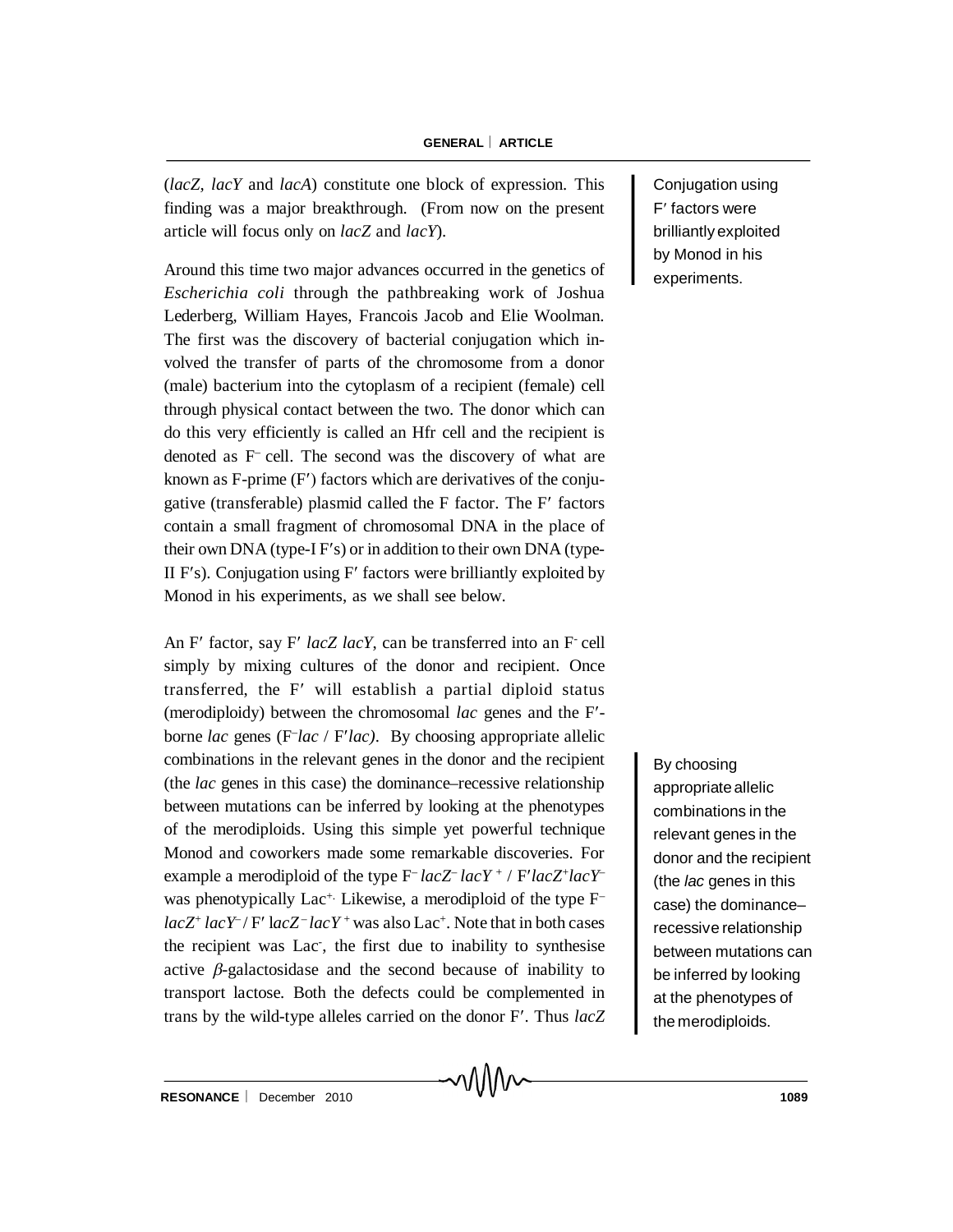(*lacZ, lacY* and *lacA*) constitute one block of expression. This finding was a major breakthrough. (From now on the present article will focus only on *lacZ* and *lacY*).

Conjugation using F′ factors were brilliantly exploited by Monod in his experiments.

Around this time two major advances occurred in the genetics of *Escherichia coli* through the pathbreaking work of Joshua Lederberg, William Hayes, Francois Jacob and Elie Woolman. The first was the discovery of bacterial conjugation which involved the transfer of parts of the chromosome from a donor (male) bacterium into the cytoplasm of a recipient (female) cell through physical contact between the two. The donor which can do this very efficiently is called an Hfr cell and the recipient is denoted as $F^-$ cell. The second was the discovery of what are known as F-prime (F′) factors which are derivatives of the conjugative (transferable) plasmid called the F factor. The F′ factors contain a small fragment of chromosomal DNA in the place of their own DNA (type-I F′s) or in addition to their own DNA (type-II F′s). Conjugation using F′ factors were brilliantly exploited by Monod in his experiments, as we shall see below.

An F′ factor, say F′ *lacZ lacY*, can be transferred into an $F^-$ cell simply by mixing cultures of the donor and recipient. Once transferred, the F′ will establish a partial diploid status (merodiploidy) between the chromosomal *lac* genes and the F′-borne *lac* genes ($F^-$*lac* / F′*lac)*. By choosing appropriate allelic combinations in the relevant genes in the donor and the recipient (the *lac* genes in this case) the dominance–recessive relationship between mutations can be inferred by looking at the phenotypes of the merodiploids. Using this simple yet powerful technique Monod and coworkers made some remarkable discoveries. For example a merodiploid of the type $F^-$ $lacZ^-$ $lacY^+$ / F′$lacZ^+$$lacY^-$ was phenotypically $Lac^+$. Likewise, a merodiploid of the type $F^-$ $lacZ^+$ $lacY^-$ / F′ $lacZ^-$ $lacY^+$ was also $Lac^+$. Note that in both cases the recipient was $Lac^-$, the first due to inability to synthesise active $\beta$-galactosidase and the second because of inability to transport lactose. Both the defects could be complemented in trans by the wild-type alleles carried on the donor F′. Thus *lacZ*

By choosing appropriate allelic combinations in the relevant genes in the donor and the recipient (the *lac* genes in this case) the dominance–recessive relationship between mutations can be inferred by looking at the phenotypes of the merodiploids.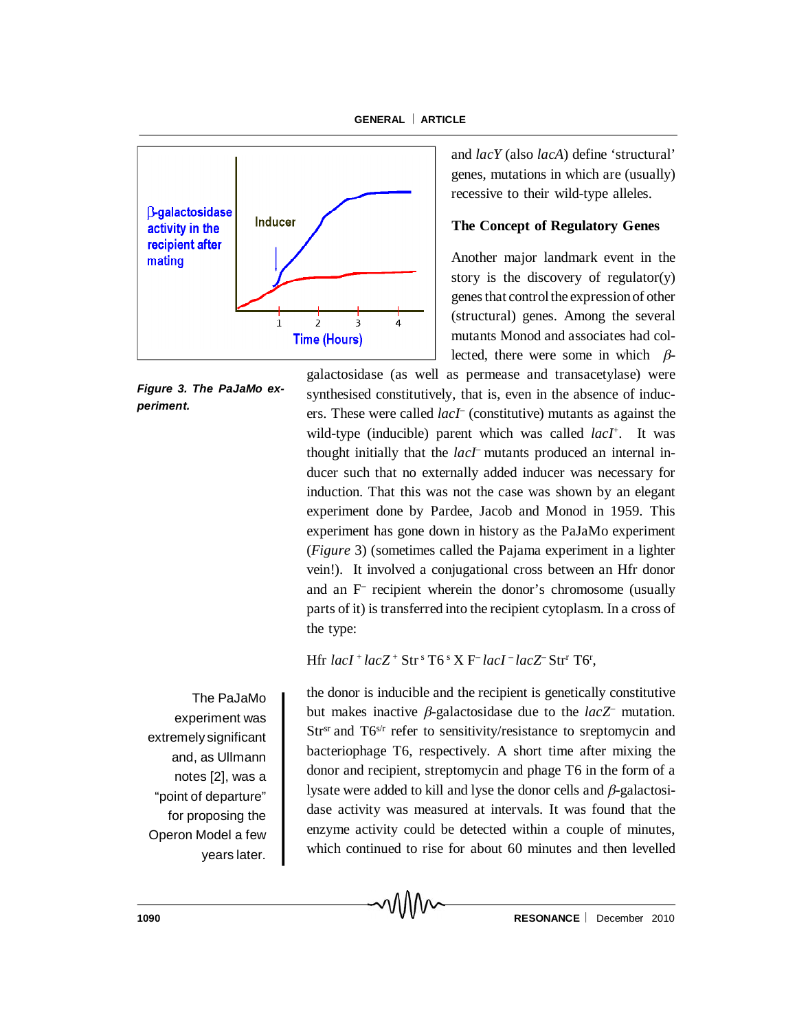and *lacY* (also *lacA*) define 'structural' genes, mutations in which are (usually) recessive to their wild-type alleles.

Figure 3. The PaJaMo experiment.

## The Concept of Regulatory Genes

Another major landmark event in the story is the discovery of regulator(y) genes that control the expression of other (structural) genes. Among the several mutants Monod and associates had collected, there were some in which β-galactosidase (as well as permease and transacetylase) were synthesised constitutively, that is, even in the absence of inducers. These were called *lacI*⁻ (constitutive) mutants as against the wild-type (inducible) parent which was called *lacI*⁺. It was thought initially that the *lacI*⁻ mutants produced an internal inducer such that no externally added inducer was necessary for induction. That this was not the case was shown by an elegant experiment done by Pardee, Jacob and Monod in 1959. This experiment has gone down in history as the PaJaMo experiment (*Figure* 3) (sometimes called the Pajama experiment in a lighter vein!). It involved a conjugational cross between an Hfr donor and an F⁻ recipient wherein the donor's chromosome (usually parts of it) is transferred into the recipient cytoplasm. In a cross of the type:

Hfr $lacI^{+}$ $lacZ^{+}$ $Str^{s}$ $T6^{s}$ X $F^{-}$ $lacI^{-}$ $lacZ^{-}$ $Str^{r}$ $T6^{r}$,

> The PaJaMo experiment was extremely significant and, as Ullmann notes [2], was a "point of departure" for proposing the Operon Model a few years later.

the donor is inducible and the recipient is genetically constitutive but makes inactive β-galactosidase due to the *lacZ*⁻ mutation. $Str^{sr}$ and $T6^{s/r}$ refer to sensitivity/resistance to sreptomycin and bacteriophage T6, respectively. A short time after mixing the donor and recipient, streptomycin and phage T6 in the form of a lysate were added to kill and lyse the donor cells and β-galactosidase activity was measured at intervals. It was found that the enzyme activity could be detected within a couple of minutes, which continued to rise for about 60 minutes and then levelled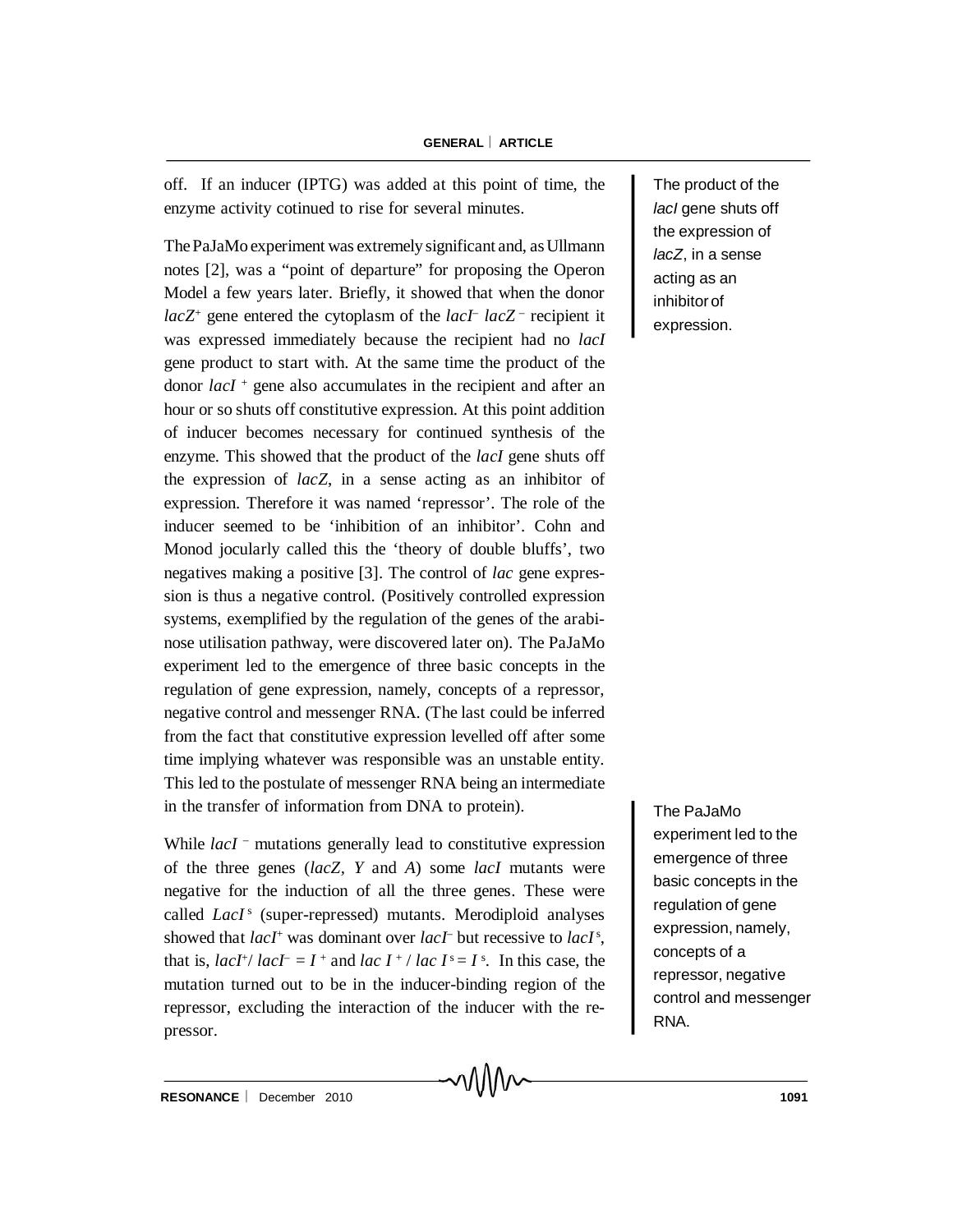off. If an inducer (IPTG) was added at this point of time, the enzyme activity cotinued to rise for several minutes.

The PaJaMo experiment was extremely significant and, as Ullmann notes [2], was a "point of departure" for proposing the Operon Model a few years later. Briefly, it showed that when the donor $lacZ^+$ gene entered the cytoplasm of the $lacI^-$ $lacZ^-$ recipient it was expressed immediately because the recipient had no *lacI* gene product to start with. At the same time the product of the donor $lacI^+$ gene also accumulates in the recipient and after an hour or so shuts off constitutive expression. At this point addition of inducer becomes necessary for continued synthesis of the enzyme. This showed that the product of the *lacI* gene shuts off the expression of *lacZ*, in a sense acting as an inhibitor of expression. Therefore it was named 'repressor'. The role of the inducer seemed to be 'inhibition of an inhibitor'. Cohn and Monod jocularly called this the 'theory of double bluffs', two negatives making a positive [3]. The control of *lac* gene expression is thus a negative control. (Positively controlled expression systems, exemplified by the regulation of the genes of the arabinose utilisation pathway, were discovered later on). The PaJaMo experiment led to the emergence of three basic concepts in the regulation of gene expression, namely, concepts of a repressor, negative control and messenger RNA. (The last could be inferred from the fact that constitutive expression levelled off after some time implying whatever was responsible was an unstable entity. This led to the postulate of messenger RNA being an intermediate in the transfer of information from DNA to protein).

The product of the *lacI* gene shuts off the expression of *lacZ*, in a sense acting as an inhibitor of expression.

The PaJaMo experiment led to the emergence of three basic concepts in the regulation of gene expression, namely, concepts of a repressor, negative control and messenger RNA.

While $lacI^-$ mutations generally lead to constitutive expression of the three genes (*lacZ, Y* and *A*) some *lacI* mutants were negative for the induction of all the three genes. These were called $LacI^s$ (super-repressed) mutants. Merodiploid analyses showed that $lacI^+$ was dominant over $lacI^-$ but recessive to $lacI^s$, that is, $lacI^+/ lacI^- = I^+$ and $lac\ I^+ / lac\ I^s = I^s$. In this case, the mutation turned out to be in the inducer-binding region of the repressor, excluding the interaction of the inducer with the repressor.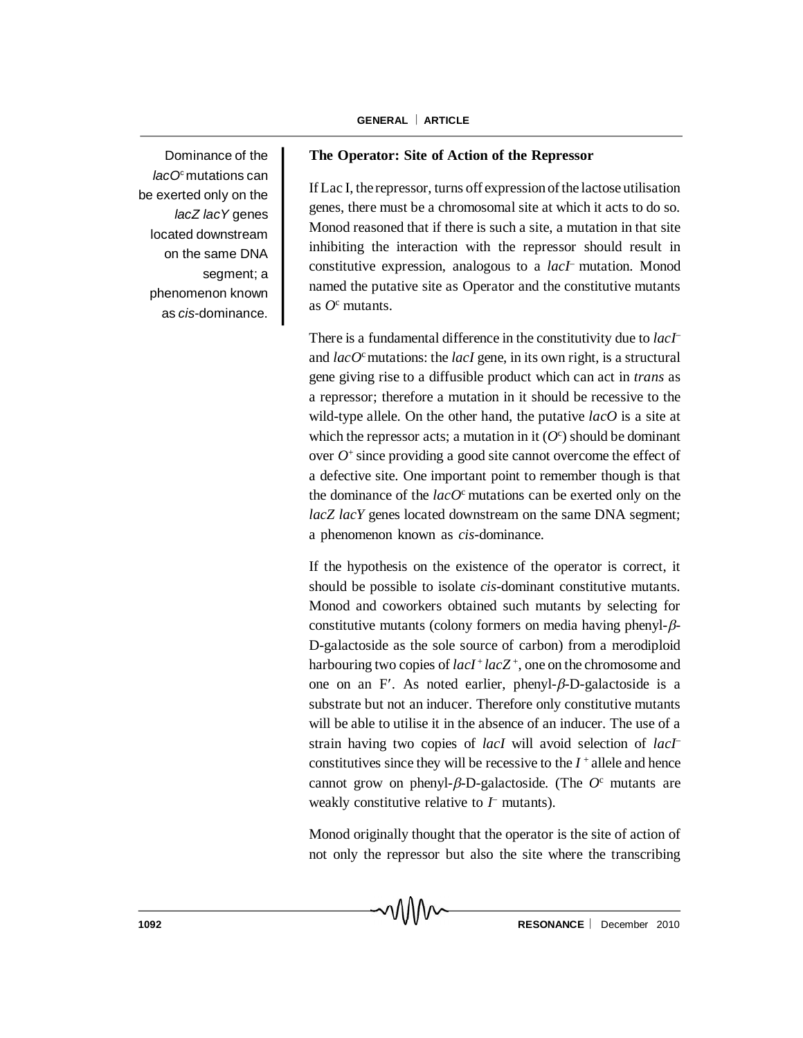Dominance of the *lacO*$^c$ mutations can be exerted only on the *lacZ lacY* genes located downstream on the same DNA segment; a phenomenon known as *cis*-dominance.

### The Operator: Site of Action of the Repressor

If Lac I, the repressor, turns off expression of the lactose utilisation genes, there must be a chromosomal site at which it acts to do so. Monod reasoned that if there is such a site, a mutation in that site inhibiting the interaction with the repressor should result in constitutive expression, analogous to a *lacI*$^-$ mutation. Monod named the putative site as Operator and the constitutive mutants as $O^c$ mutants.

There is a fundamental difference in the constitutivity due to *lacI*$^-$ and *lacO*$^c$ mutations: the *lacI* gene, in its own right, is a structural gene giving rise to a diffusible product which can act in *trans* as a repressor; therefore a mutation in it should be recessive to the wild-type allele. On the other hand, the putative *lacO* is a site at which the repressor acts; a mutation in it ($O^c$) should be dominant over $O^+$ since providing a good site cannot overcome the effect of a defective site. One important point to remember though is that the dominance of the *lacO*$^c$ mutations can be exerted only on the *lacZ lacY* genes located downstream on the same DNA segment; a phenomenon known as *cis*-dominance.

If the hypothesis on the existence of the operator is correct, it should be possible to isolate *cis*-dominant constitutive mutants. Monod and coworkers obtained such mutants by selecting for constitutive mutants (colony formers on media having phenyl-$\beta$-D-galactoside as the sole source of carbon) from a merodiploid harbouring two copies of *lacI*$^+$ *lacZ*$^+$, one on the chromosome and one on an F′. As noted earlier, phenyl-$\beta$-D-galactoside is a substrate but not an inducer. Therefore only constitutive mutants will be able to utilise it in the absence of an inducer. The use of a strain having two copies of *lacI* will avoid selection of *lacI*$^-$ constitutives since they will be recessive to the $I^+$ allele and hence cannot grow on phenyl-$\beta$-D-galactoside. (The $O^c$ mutants are weakly constitutive relative to $I^-$ mutants).

Monod originally thought that the operator is the site of action of not only the repressor but also the site where the transcribing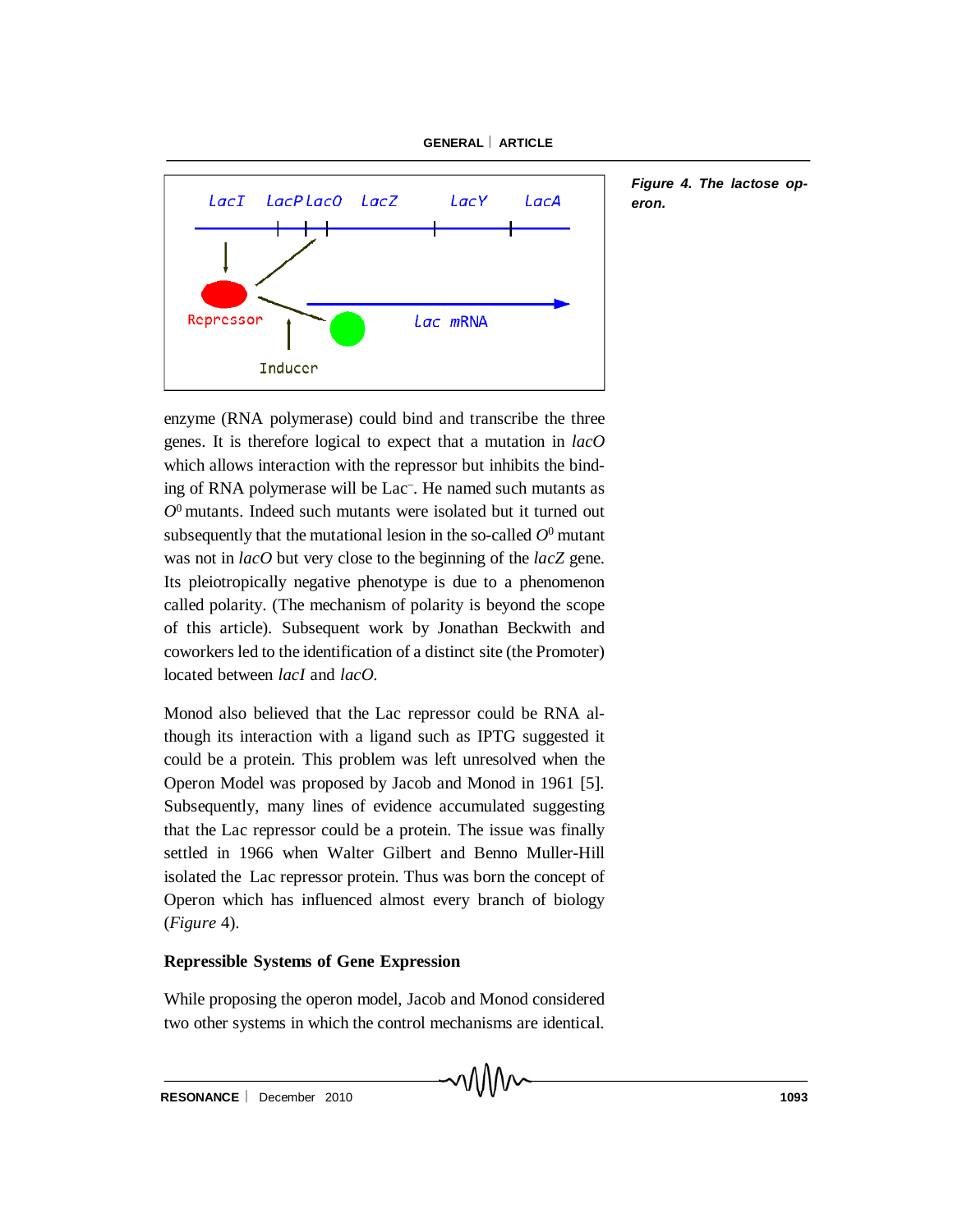*Figure 4. The lactose operon.*

enzyme (RNA polymerase) could bind and transcribe the three genes. It is therefore logical to expect that a mutation in *lacO* which allows interaction with the repressor but inhibits the binding of RNA polymerase will be $Lac^-$. He named such mutants as $O^0$ mutants. Indeed such mutants were isolated but it turned out subsequently that the mutational lesion in the so-called $O^0$ mutant was not in *lacO* but very close to the beginning of the *lacZ* gene. Its pleiotropically negative phenotype is due to a phenomenon called polarity. (The mechanism of polarity is beyond the scope of this article). Subsequent work by Jonathan Beckwith and coworkers led to the identification of a distinct site (the Promoter) located between *lacI* and *lacO*.

Monod also believed that the Lac repressor could be RNA although its interaction with a ligand such as IPTG suggested it could be a protein. This problem was left unresolved when the Operon Model was proposed by Jacob and Monod in 1961 [5]. Subsequently, many lines of evidence accumulated suggesting that the Lac repressor could be a protein. The issue was finally settled in 1966 when Walter Gilbert and Benno Muller-Hill isolated the Lac repressor protein. Thus was born the concept of Operon which has influenced almost every branch of biology (*Figure* 4).

### Repressible Systems of Gene Expression

While proposing the operon model, Jacob and Monod considered two other systems in which the control mechanisms are identical.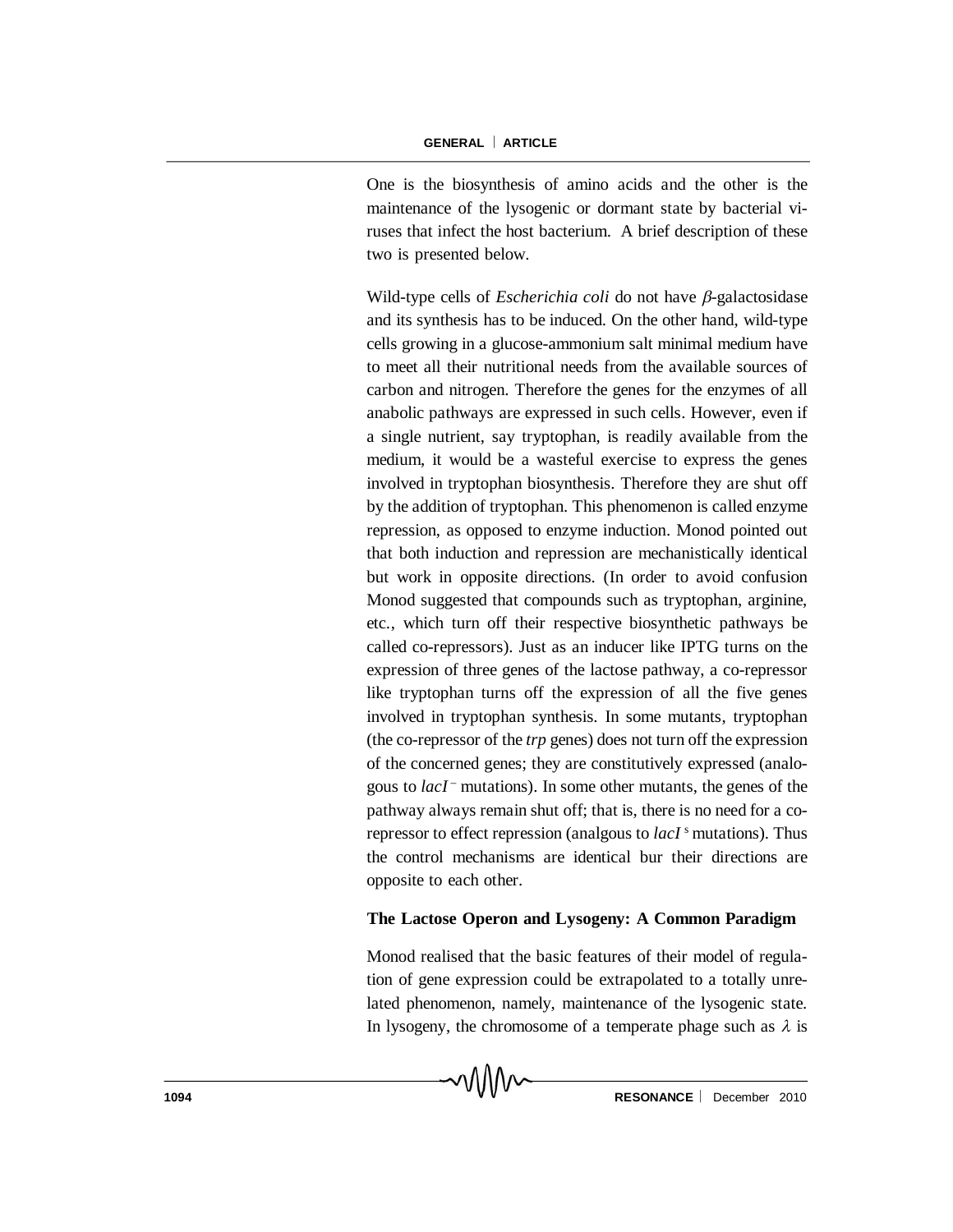One is the biosynthesis of amino acids and the other is the maintenance of the lysogenic or dormant state by bacterial viruses that infect the host bacterium. A brief description of these two is presented below.

Wild-type cells of *Escherichia coli* do not have $\beta$-galactosidase and its synthesis has to be induced. On the other hand, wild-type cells growing in a glucose-ammonium salt minimal medium have to meet all their nutritional needs from the available sources of carbon and nitrogen. Therefore the genes for the enzymes of all anabolic pathways are expressed in such cells. However, even if a single nutrient, say tryptophan, is readily available from the medium, it would be a wasteful exercise to express the genes involved in tryptophan biosynthesis. Therefore they are shut off by the addition of tryptophan. This phenomenon is called enzyme repression, as opposed to enzyme induction. Monod pointed out that both induction and repression are mechanistically identical but work in opposite directions. (In order to avoid confusion Monod suggested that compounds such as tryptophan, arginine, etc., which turn off their respective biosynthetic pathways be called co-repressors). Just as an inducer like IPTG turns on the expression of three genes of the lactose pathway, a co-repressor like tryptophan turns off the expression of all the five genes involved in tryptophan synthesis. In some mutants, tryptophan (the co-repressor of the *trp* genes) does not turn off the expression of the concerned genes; they are constitutively expressed (analogous to *lacI*$^{-}$ mutations). In some other mutants, the genes of the pathway always remain shut off; that is, there is no need for a co-repressor to effect repression (analgous to *lacI*$^{s}$ mutations). Thus the control mechanisms are identical bur their directions are opposite to each other.

**The Lactose Operon and Lysogeny: A Common Paradigm**

Monod realised that the basic features of their model of regulation of gene expression could be extrapolated to a totally unrelated phenomenon, namely, maintenance of the lysogenic state. In lysogeny, the chromosome of a temperate phage such as $\lambda$ is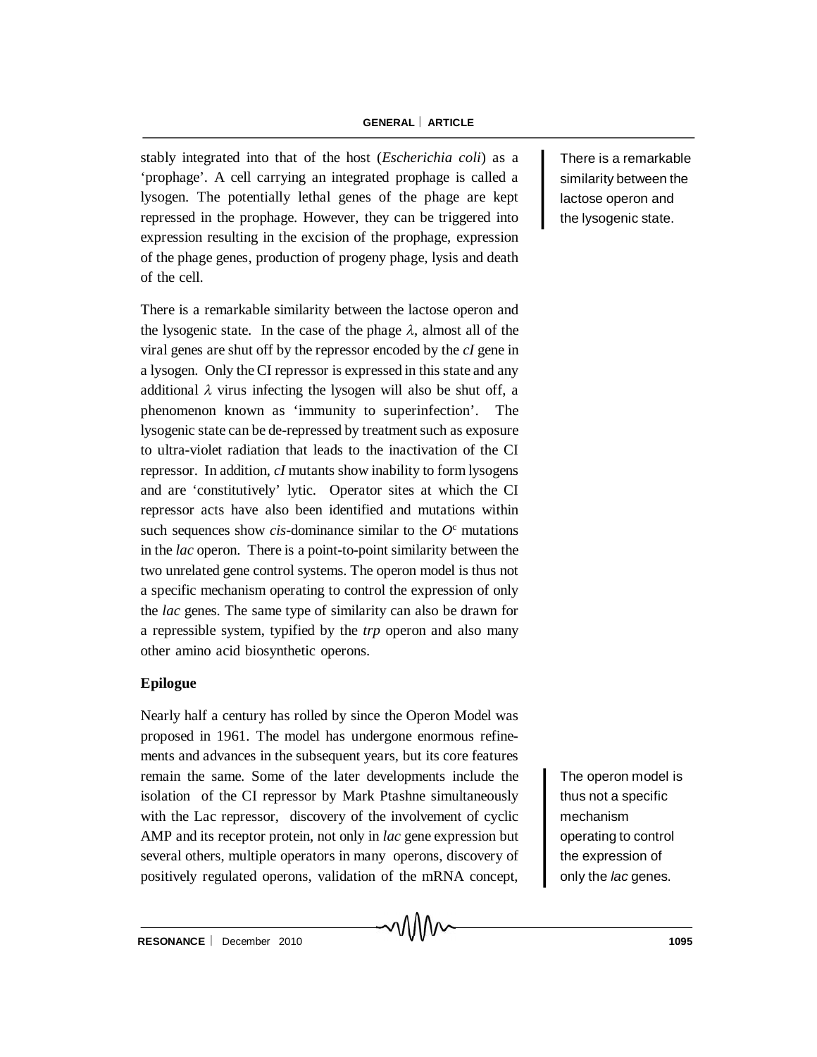stably integrated into that of the host (*Escherichia coli*) as a 'prophage'. A cell carrying an integrated prophage is called a lysogen. The potentially lethal genes of the phage are kept repressed in the prophage. However, they can be triggered into expression resulting in the excision of the prophage, expression of the phage genes, production of progeny phage, lysis and death of the cell.

There is a remarkable similarity between the lactose operon and the lysogenic state.

There is a remarkable similarity between the lactose operon and the lysogenic state. In the case of the phage $\lambda$, almost all of the viral genes are shut off by the repressor encoded by the *cI* gene in a lysogen. Only the CI repressor is expressed in this state and any additional $\lambda$ virus infecting the lysogen will also be shut off, a phenomenon known as 'immunity to superinfection'. The lysogenic state can be de-repressed by treatment such as exposure to ultra-violet radiation that leads to the inactivation of the CI repressor. In addition, *cI* mutants show inability to form lysogens and are 'constitutively' lytic. Operator sites at which the CI repressor acts have also been identified and mutations within such sequences show *cis*-dominance similar to the $O^c$ mutations in the *lac* operon. There is a point-to-point similarity between the two unrelated gene control systems. The operon model is thus not a specific mechanism operating to control the expression of only the *lac* genes. The same type of similarity can also be drawn for a repressible system, typified by the *trp* operon and also many other amino acid biosynthetic operons.

## Epilogue

Nearly half a century has rolled by since the Operon Model was proposed in 1961. The model has undergone enormous refinements and advances in the subsequent years, but its core features remain the same. Some of the later developments include the isolation of the CI repressor by Mark Ptashne simultaneously with the Lac repressor, discovery of the involvement of cyclic AMP and its receptor protein, not only in *lac* gene expression but several others, multiple operators in many operons, discovery of positively regulated operons, validation of the mRNA concept,

The operon model is thus not a specific mechanism operating to control the expression of only the *lac* genes.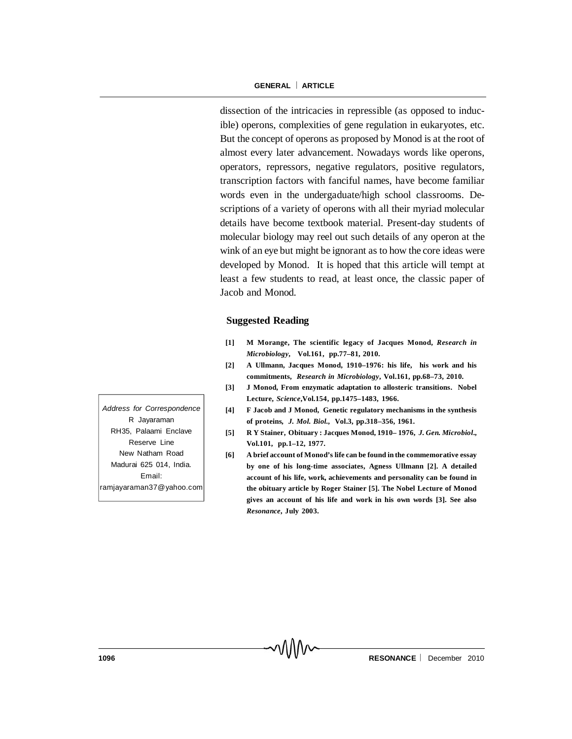dissection of the intricacies in repressible (as opposed to inducible) operons, complexities of gene regulation in eukaryotes, etc. But the concept of operons as proposed by Monod is at the root of almost every later advancement. Nowadays words like operons, operators, repressors, negative regulators, positive regulators, transcription factors with fanciful names, have become familiar words even in the undergaduate/high school classrooms. Descriptions of a variety of operons with all their myriad molecular details have become textbook material. Present-day students of molecular biology may reel out such details of any operon at the wink of an eye but might be ignorant as to how the core ideas were developed by Monod. It is hoped that this article will tempt at least a few students to read, at least once, the classic paper of Jacob and Monod.

## Suggested Reading

**[1]** **M Morange, The scientific legacy of Jacques Monod, *Research in Microbiology*, Vol.161, pp.77–81, 2010.**

**[2]** **A Ullmann, Jacques Monod, 1910–1976: his life, his work and his commitments, *Research in Microbiology*, Vol.161, pp.68–73, 2010.**

**[3]** **J Monod, From enzymatic adaptation to allosteric transitions. Nobel Lecture, *Science*, Vol.154, pp.1475–1483, 1966.**

**[4]** **F Jacob and J Monod, Genetic regulatory mechanisms in the synthesis of proteins, *J. Mol. Biol.*, Vol.3, pp.318–356, 1961.**

**[5]** **R Y Stainer, Obituary : Jacques Monod, 1910– 1976, *J. Gen. Microbiol.*, Vol.101, pp.1–12, 1977.**

**[6]** **A brief account of Monod's life can be found in the commemorative essay by one of his long-time associates, Agness Ullmann [2]. A detailed account of his life, work, achievements and personality can be found in the obituary article by Roger Stainer [5]. The Nobel Lecture of Monod gives an account of his life and work in his own words [3]. See also *Resonance*, July 2003.**

*Address for Correspondence*
R Jayaraman
RH35, Palaami Enclave
Reserve Line
New Natham Road
Madurai 625 014, India.
Email:
ramjayaraman37@yahoo.com